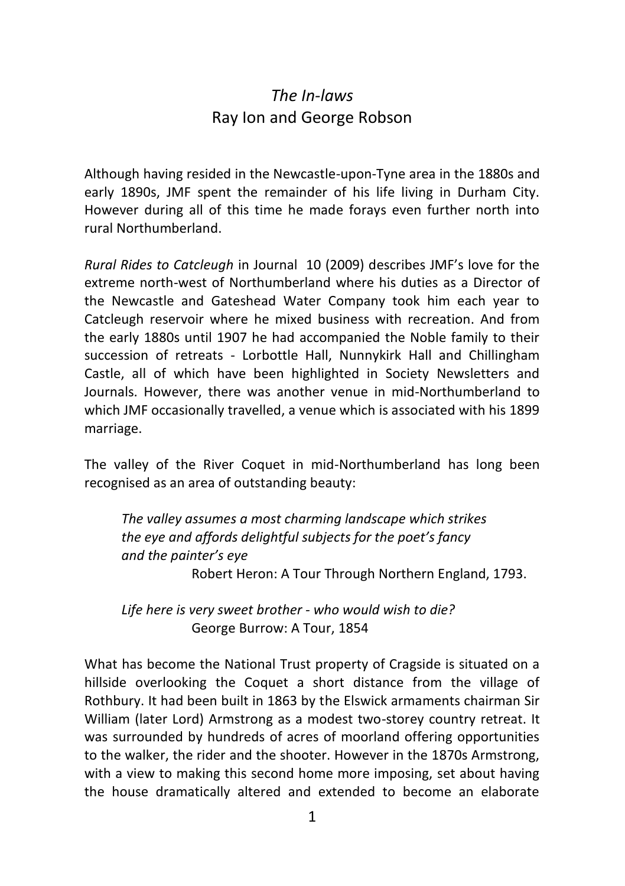# *The In-laws*
## Ray Ion and George Robson

Although having resided in the Newcastle-upon-Tyne area in the 1880s and early 1890s, JMF spent the remainder of his life living in Durham City. However during all of this time he made forays even further north into rural Northumberland.

*Rural Rides to Catcleugh* in Journal 10 (2009) describes JMF's love for the extreme north-west of Northumberland where his duties as a Director of the Newcastle and Gateshead Water Company took him each year to Catcleugh reservoir where he mixed business with recreation. And from the early 1880s until 1907 he had accompanied the Noble family to their succession of retreats - Lorbottle Hall, Nunnykirk Hall and Chillingham Castle, all of which have been highlighted in Society Newsletters and Journals. However, there was another venue in mid-Northumberland to which JMF occasionally travelled, a venue which is associated with his 1899 marriage.

The valley of the River Coquet in mid-Northumberland has long been recognised as an area of outstanding beauty:

> *The valley assumes a most charming landscape which strikes the eye and affords delightful subjects for the poet's fancy and the painter's eye*
>
> Robert Heron: A Tour Through Northern England, 1793.

> *Life here is very sweet brother - who would wish to die?*
>
> George Burrow: A Tour, 1854

What has become the National Trust property of Cragside is situated on a hillside overlooking the Coquet a short distance from the village of Rothbury. It had been built in 1863 by the Elswick armaments chairman Sir William (later Lord) Armstrong as a modest two-storey country retreat. It was surrounded by hundreds of acres of moorland offering opportunities to the walker, the rider and the shooter. However in the 1870s Armstrong, with a view to making this second home more imposing, set about having the house dramatically altered and extended to become an elaborate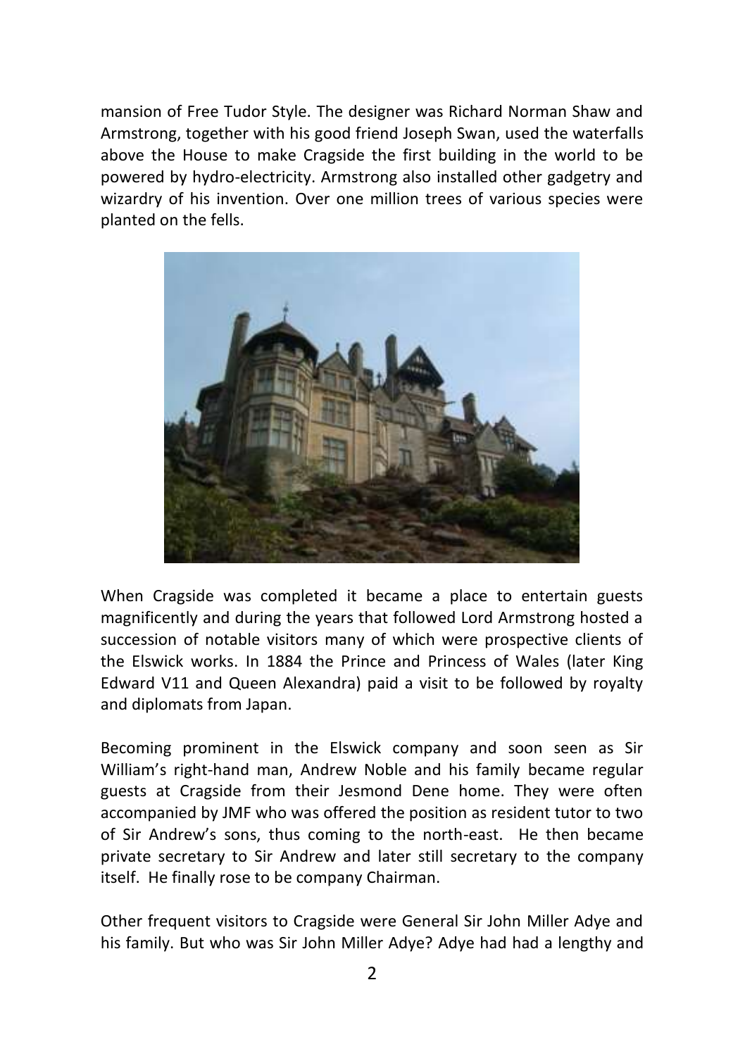mansion of Free Tudor Style. The designer was Richard Norman Shaw and Armstrong, together with his good friend Joseph Swan, used the waterfalls above the House to make Cragside the first building in the world to be powered by hydro-electricity. Armstrong also installed other gadgetry and wizardry of his invention. Over one million trees of various species were planted on the fells.

When Cragside was completed it became a place to entertain guests magnificently and during the years that followed Lord Armstrong hosted a succession of notable visitors many of which were prospective clients of the Elswick works. In 1884 the Prince and Princess of Wales (later King Edward V11 and Queen Alexandra) paid a visit to be followed by royalty and diplomats from Japan.

Becoming prominent in the Elswick company and soon seen as Sir William's right-hand man, Andrew Noble and his family became regular guests at Cragside from their Jesmond Dene home. They were often accompanied by JMF who was offered the position as resident tutor to two of Sir Andrew's sons, thus coming to the north-east. He then became private secretary to Sir Andrew and later still secretary to the company itself. He finally rose to be company Chairman.

Other frequent visitors to Cragside were General Sir John Miller Adye and his family. But who was Sir John Miller Adye? Adye had had a lengthy and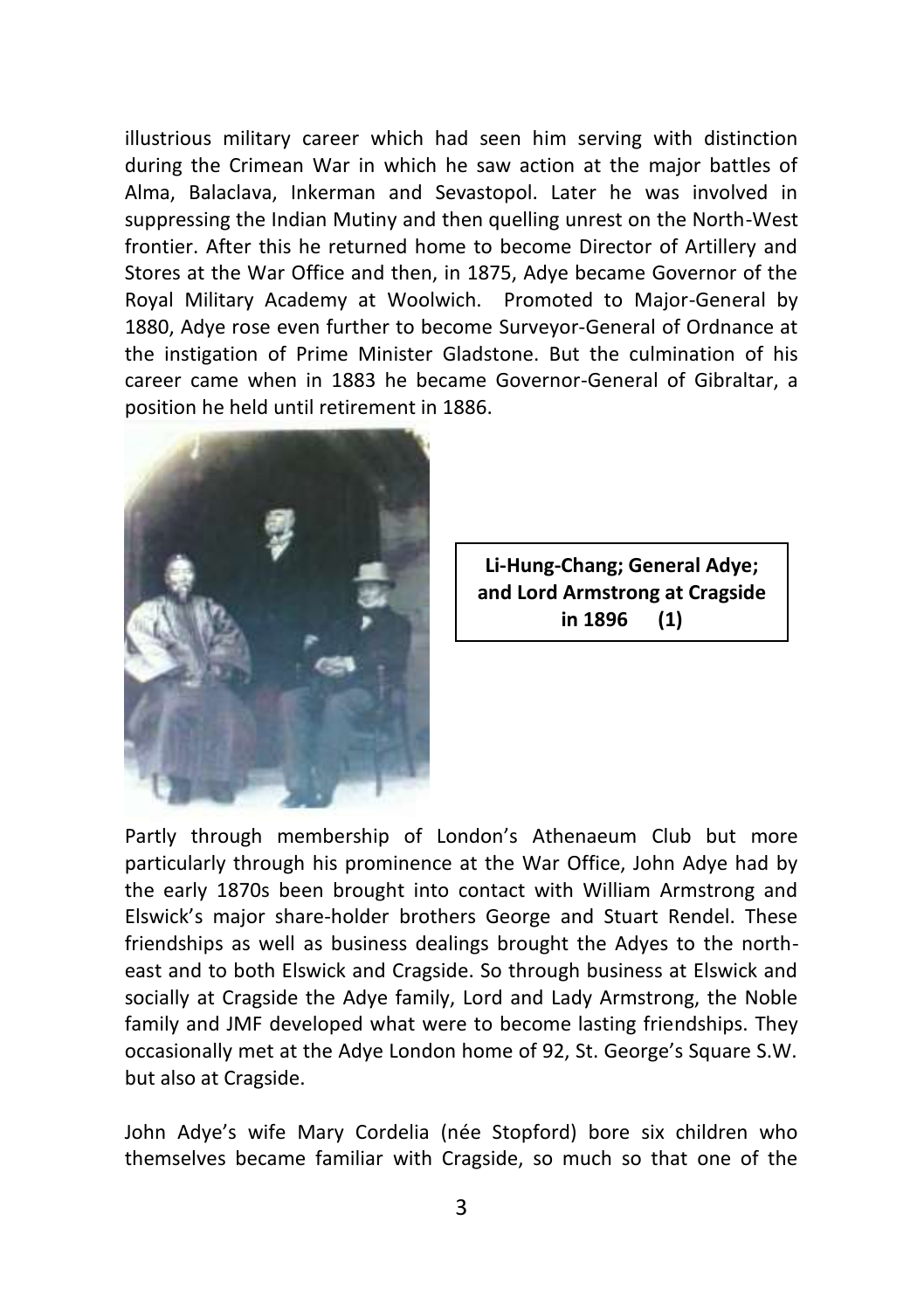illustrious military career which had seen him serving with distinction during the Crimean War in which he saw action at the major battles of Alma, Balaclava, Inkerman and Sevastopol. Later he was involved in suppressing the Indian Mutiny and then quelling unrest on the North-West frontier. After this he returned home to become Director of Artillery and Stores at the War Office and then, in 1875, Adye became Governor of the Royal Military Academy at Woolwich. Promoted to Major-General by 1880, Adye rose even further to become Surveyor-General of Ordnance at the instigation of Prime Minister Gladstone. But the culmination of his career came when in 1883 he became Governor-General of Gibraltar, a position he held until retirement in 1886.

**Li-Hung-Chang; General Adye; and Lord Armstrong at Cragside in 1896 (1)**

Partly through membership of London's Athenaeum Club but more particularly through his prominence at the War Office, John Adye had by the early 1870s been brought into contact with William Armstrong and Elswick's major share-holder brothers George and Stuart Rendel. These friendships as well as business dealings brought the Adyes to the north-east and to both Elswick and Cragside. So through business at Elswick and socially at Cragside the Adye family, Lord and Lady Armstrong, the Noble family and JMF developed what were to become lasting friendships. They occasionally met at the Adye London home of 92, St. George's Square S.W. but also at Cragside.

John Adye's wife Mary Cordelia (née Stopford) bore six children who themselves became familiar with Cragside, so much so that one of the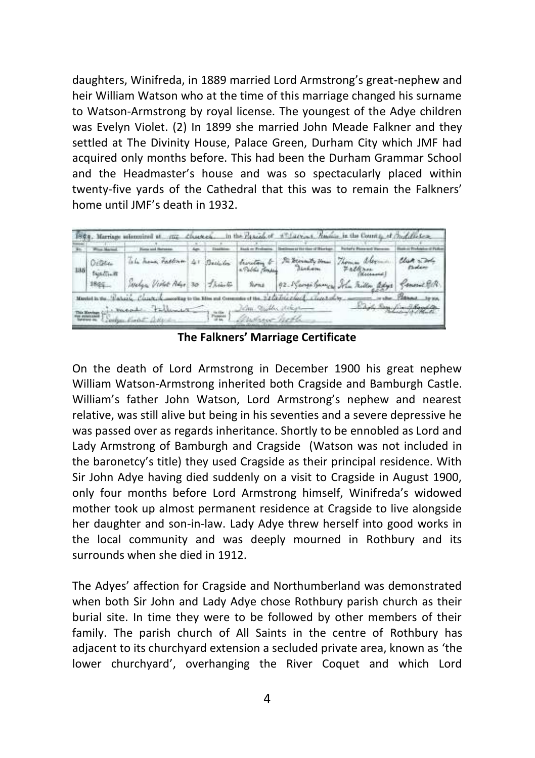daughters, Winifreda, in 1889 married Lord Armstrong's great-nephew and heir William Watson who at the time of this marriage changed his surname to Watson-Armstrong by royal license. The youngest of the Adye children was Evelyn Violet. (2) In 1899 she married John Meade Falkner and they settled at The Divinity House, Palace Green, Durham City which JMF had acquired only months before. This had been the Durham Grammar School and the Headmaster's house and was so spectacularly placed within twenty-five yards of the Cathedral that this was to remain the Falkners' home until JMF's death in 1932.

**The Falkners' Marriage Certificate**

On the death of Lord Armstrong in December 1900 his great nephew William Watson-Armstrong inherited both Cragside and Bamburgh Castle. William's father John Watson, Lord Armstrong's nephew and nearest relative, was still alive but being in his seventies and a severe depressive he was passed over as regards inheritance. Shortly to be ennobled as Lord and Lady Armstrong of Bamburgh and Cragside (Watson was not included in the baronetcy's title) they used Cragside as their principal residence. With Sir John Adye having died suddenly on a visit to Cragside in August 1900, only four months before Lord Armstrong himself, Winifreda's widowed mother took up almost permanent residence at Cragside to live alongside her daughter and son-in-law. Lady Adye threw herself into good works in the local community and was deeply mourned in Rothbury and its surrounds when she died in 1912.

The Adyes' affection for Cragside and Northumberland was demonstrated when both Sir John and Lady Adye chose Rothbury parish church as their burial site. In time they were to be followed by other members of their family. The parish church of All Saints in the centre of Rothbury has adjacent to its churchyard extension a secluded private area, known as 'the lower churchyard', overhanging the River Coquet and which Lord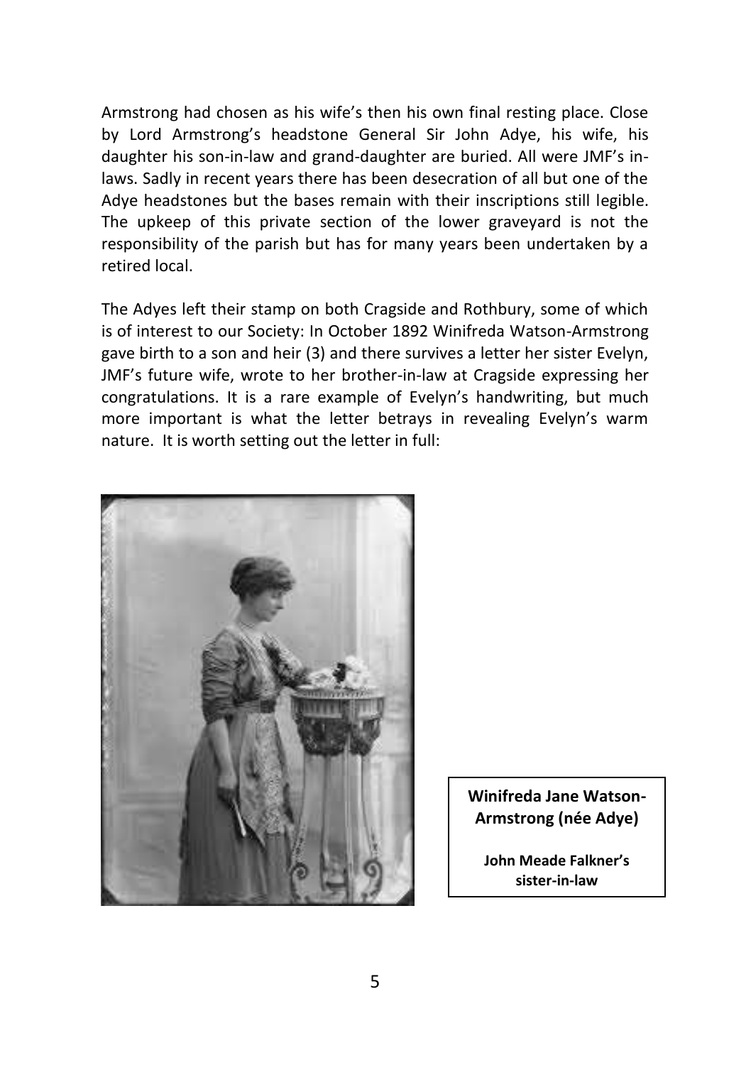Armstrong had chosen as his wife's then his own final resting place. Close by Lord Armstrong's headstone General Sir John Adye, his wife, his daughter his son-in-law and grand-daughter are buried. All were JMF's in-laws. Sadly in recent years there has been desecration of all but one of the Adye headstones but the bases remain with their inscriptions still legible. The upkeep of this private section of the lower graveyard is not the responsibility of the parish but has for many years been undertaken by a retired local.

The Adyes left their stamp on both Cragside and Rothbury, some of which is of interest to our Society: In October 1892 Winifreda Watson-Armstrong gave birth to a son and heir (3) and there survives a letter her sister Evelyn, JMF's future wife, wrote to her brother-in-law at Cragside expressing her congratulations. It is a rare example of Evelyn's handwriting, but much more important is what the letter betrays in revealing Evelyn's warm nature. It is worth setting out the letter in full:

**Winifreda Jane Watson-Armstrong (née Adye)**

**John Meade Falkner's sister-in-law**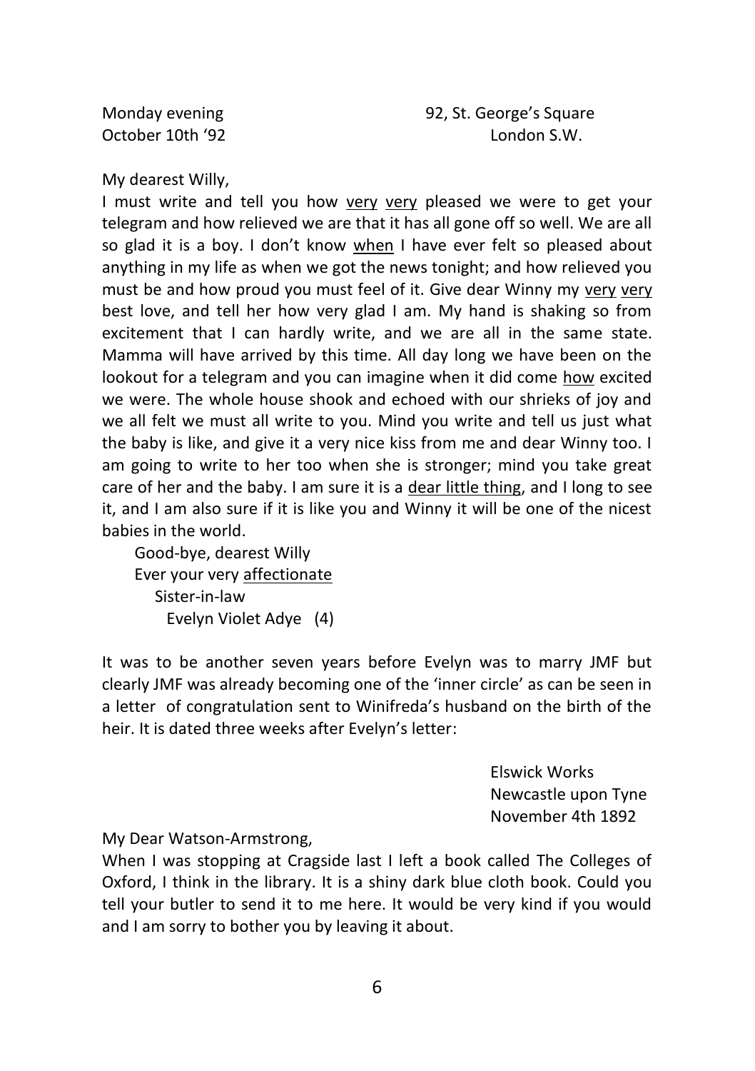Monday evening  
October 10th '92

92, St. George's Square  
London S.W.

My dearest Willy,

I must write and tell you how <u>very</u> <u>very</u> pleased we were to get your telegram and how relieved we are that it has all gone off so well. We are all so glad it is a boy. I don't know <u>when</u> I have ever felt so pleased about anything in my life as when we got the news tonight; and how relieved you must be and how proud you must feel of it. Give dear Winny my <u>very</u> <u>very</u> best love, and tell her how very glad I am. My hand is shaking so from excitement that I can hardly write, and we are all in the same state. Mamma will have arrived by this time. All day long we have been on the lookout for a telegram and you can imagine when it did come <u>how</u> excited we were. The whole house shook and echoed with our shrieks of joy and we all felt we must all write to you. Mind you write and tell us just what the baby is like, and give it a very nice kiss from me and dear Winny too. I am going to write to her too when she is stronger; mind you take great care of her and the baby. I am sure it is a <u>dear little thing</u>, and I long to see it, and I am also sure if it is like you and Winny it will be one of the nicest babies in the world.

Good-bye, dearest Willy  
Ever your very <u>affectionate</u>  
Sister-in-law  
Evelyn Violet Adye (4)

It was to be another seven years before Evelyn was to marry JMF but clearly JMF was already becoming one of the 'inner circle' as can be seen in a letter of congratulation sent to Winifreda's husband on the birth of the heir. It is dated three weeks after Evelyn's letter:

Elswick Works  
Newcastle upon Tyne  
November 4th 1892

My Dear Watson-Armstrong,

When I was stopping at Cragside last I left a book called The Colleges of Oxford, I think in the library. It is a shiny dark blue cloth book. Could you tell your butler to send it to me here. It would be very kind if you would and I am sorry to bother you by leaving it about.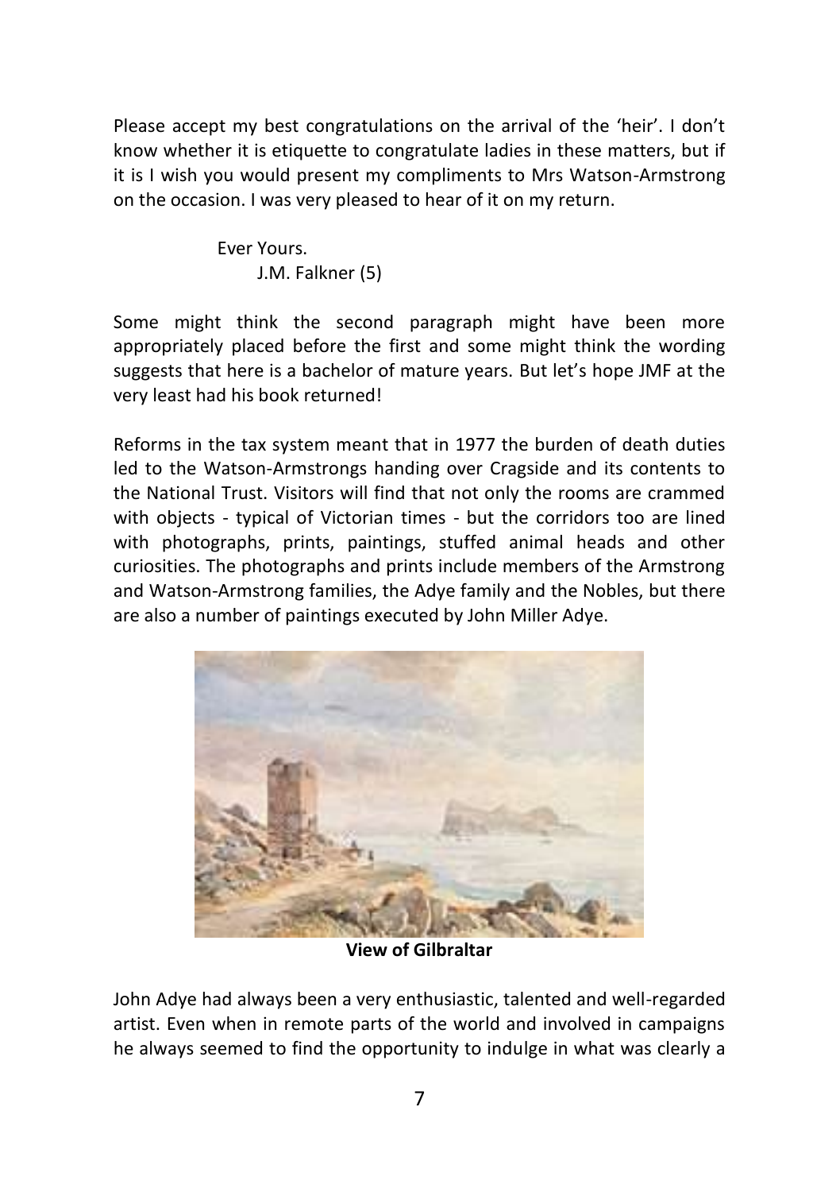Please accept my best congratulations on the arrival of the 'heir'. I don't know whether it is etiquette to congratulate ladies in these matters, but if it is I wish you would present my compliments to Mrs Watson-Armstrong on the occasion. I was very pleased to hear of it on my return.

Ever Yours.
J.M. Falkner (5)

Some might think the second paragraph might have been more appropriately placed before the first and some might think the wording suggests that here is a bachelor of mature years. But let's hope JMF at the very least had his book returned!

Reforms in the tax system meant that in 1977 the burden of death duties led to the Watson-Armstrongs handing over Cragside and its contents to the National Trust. Visitors will find that not only the rooms are crammed with objects - typical of Victorian times - but the corridors too are lined with photographs, prints, paintings, stuffed animal heads and other curiosities. The photographs and prints include members of the Armstrong and Watson-Armstrong families, the Adye family and the Nobles, but there are also a number of paintings executed by John Miller Adye.

**View of Gilbraltar**

John Adye had always been a very enthusiastic, talented and well-regarded artist. Even when in remote parts of the world and involved in campaigns he always seemed to find the opportunity to indulge in what was clearly a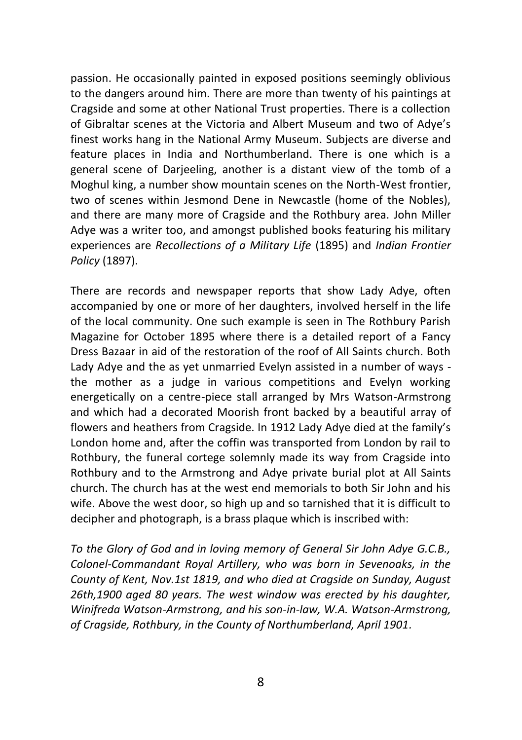passion. He occasionally painted in exposed positions seemingly oblivious to the dangers around him. There are more than twenty of his paintings at Cragside and some at other National Trust properties. There is a collection of Gibraltar scenes at the Victoria and Albert Museum and two of Adye's finest works hang in the National Army Museum. Subjects are diverse and feature places in India and Northumberland. There is one which is a general scene of Darjeeling, another is a distant view of the tomb of a Moghul king, a number show mountain scenes on the North-West frontier, two of scenes within Jesmond Dene in Newcastle (home of the Nobles), and there are many more of Cragside and the Rothbury area. John Miller Adye was a writer too, and amongst published books featuring his military experiences are *Recollections of a Military Life* (1895) and *Indian Frontier Policy* (1897).

There are records and newspaper reports that show Lady Adye, often accompanied by one or more of her daughters, involved herself in the life of the local community. One such example is seen in The Rothbury Parish Magazine for October 1895 where there is a detailed report of a Fancy Dress Bazaar in aid of the restoration of the roof of All Saints church. Both Lady Adye and the as yet unmarried Evelyn assisted in a number of ways - the mother as a judge in various competitions and Evelyn working energetically on a centre-piece stall arranged by Mrs Watson-Armstrong and which had a decorated Moorish front backed by a beautiful array of flowers and heathers from Cragside. In 1912 Lady Adye died at the family's London home and, after the coffin was transported from London by rail to Rothbury, the funeral cortege solemnly made its way from Cragside into Rothbury and to the Armstrong and Adye private burial plot at All Saints church. The church has at the west end memorials to both Sir John and his wife. Above the west door, so high up and so tarnished that it is difficult to decipher and photograph, is a brass plaque which is inscribed with:

*To the Glory of God and in loving memory of General Sir John Adye G.C.B., Colonel-Commandant Royal Artillery, who was born in Sevenoaks, in the County of Kent, Nov.1st 1819, and who died at Cragside on Sunday, August 26th,1900 aged 80 years. The west window was erected by his daughter, Winifreda Watson-Armstrong, and his son-in-law, W.A. Watson-Armstrong, of Cragside, Rothbury, in the County of Northumberland, April 1901.*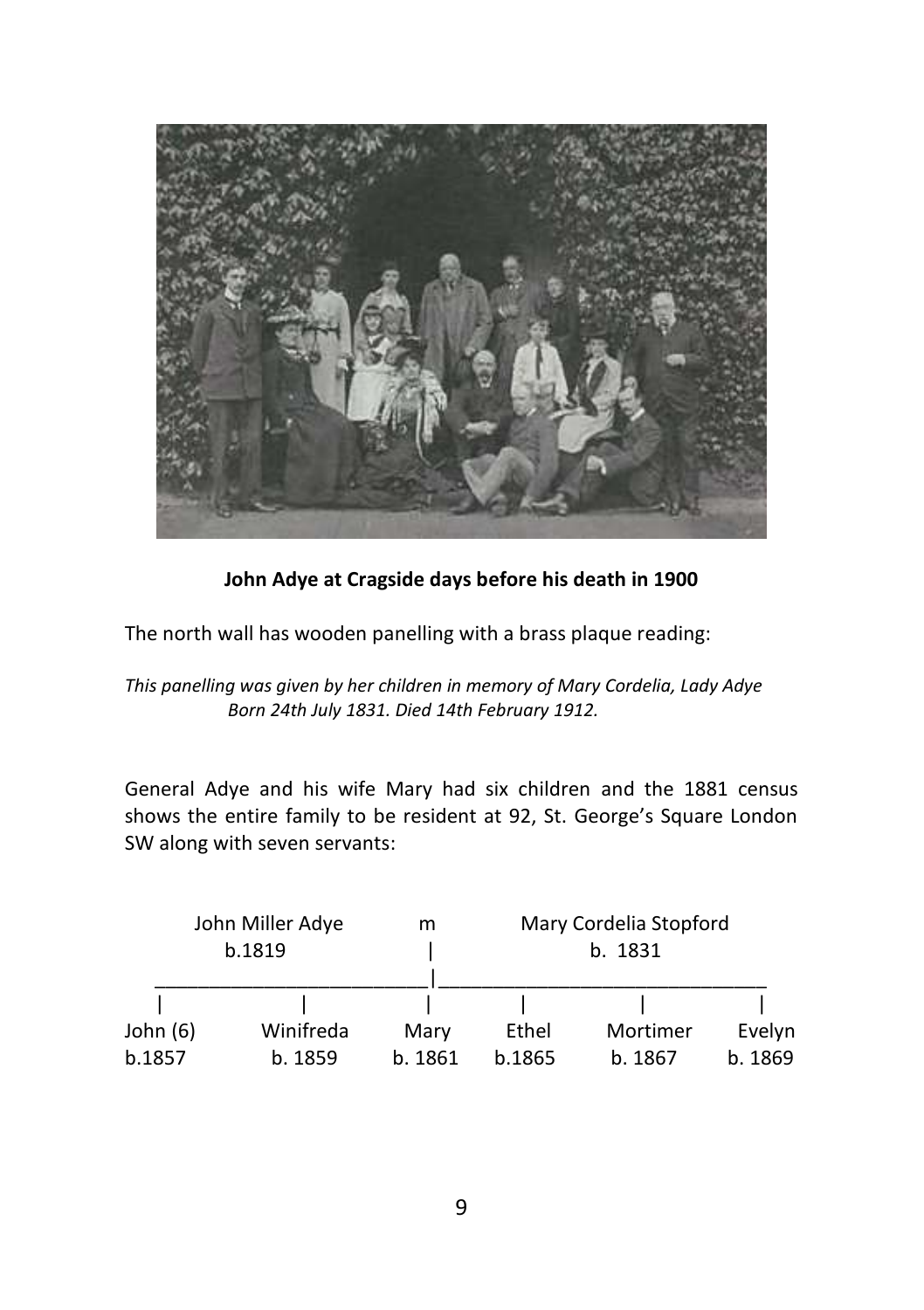**John Adye at Cragside days before his death in 1900**

The north wall has wooden panelling with a brass plaque reading:

*This panelling was given by her children in memory of Mary Cordelia, Lady Adye Born 24th July 1831. Died 14th February 1912.*

General Adye and his wife Mary had six children and the 1881 census shows the entire family to be resident at 92, St. George's Square London SW along with seven servants:

```
        John Miller Adye          m           Mary Cordelia Stopford
             b.1819               |                  b. 1831
 _________________________________|_________________________________
 |              |                 |          |            |           |
John (6)     Winifreda          Mary       Ethel      Mortimer     Evelyn
b.1857        b. 1859          b. 1861     b.1865      b. 1867     b. 1869
```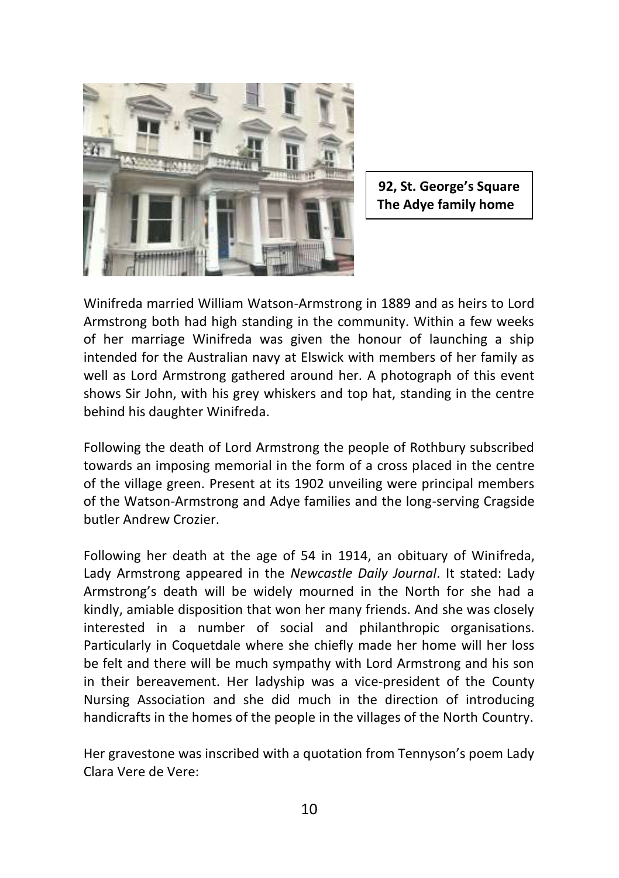**92, St. George's Square**
**The Adye family home**

Winifreda married William Watson-Armstrong in 1889 and as heirs to Lord Armstrong both had high standing in the community. Within a few weeks of her marriage Winifreda was given the honour of launching a ship intended for the Australian navy at Elswick with members of her family as well as Lord Armstrong gathered around her. A photograph of this event shows Sir John, with his grey whiskers and top hat, standing in the centre behind his daughter Winifreda.

Following the death of Lord Armstrong the people of Rothbury subscribed towards an imposing memorial in the form of a cross placed in the centre of the village green. Present at its 1902 unveiling were principal members of the Watson-Armstrong and Adye families and the long-serving Cragside butler Andrew Crozier.

Following her death at the age of 54 in 1914, an obituary of Winifreda, Lady Armstrong appeared in the *Newcastle Daily Journal*. It stated: Lady Armstrong's death will be widely mourned in the North for she had a kindly, amiable disposition that won her many friends. And she was closely interested in a number of social and philanthropic organisations. Particularly in Coquetdale where she chiefly made her home will her loss be felt and there will be much sympathy with Lord Armstrong and his son in their bereavement. Her ladyship was a vice-president of the County Nursing Association and she did much in the direction of introducing handicrafts in the homes of the people in the villages of the North Country.

Her gravestone was inscribed with a quotation from Tennyson's poem Lady Clara Vere de Vere: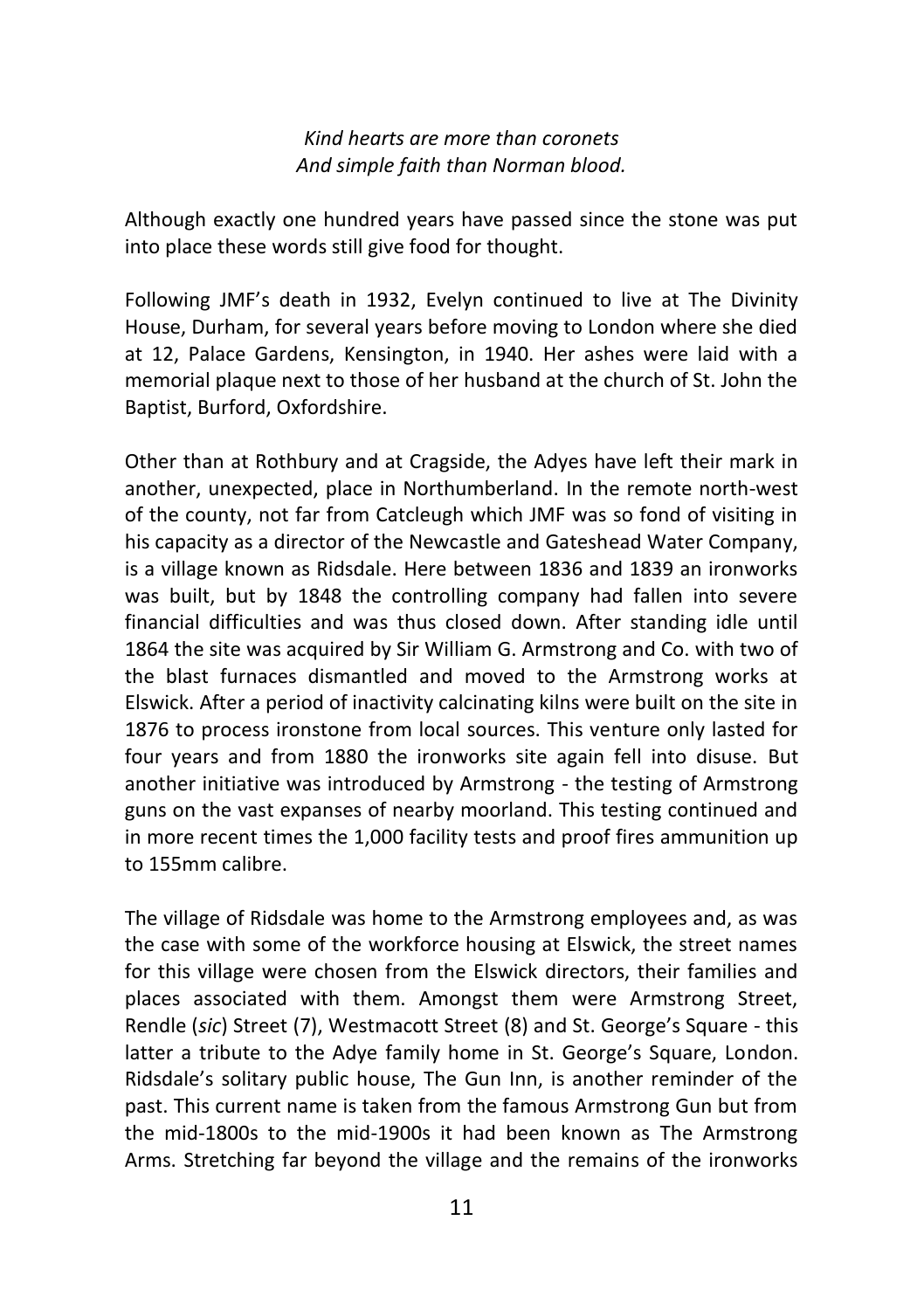*Kind hearts are more than coronets*
*And simple faith than Norman blood.*

Although exactly one hundred years have passed since the stone was put into place these words still give food for thought.

Following JMF's death in 1932, Evelyn continued to live at The Divinity House, Durham, for several years before moving to London where she died at 12, Palace Gardens, Kensington, in 1940. Her ashes were laid with a memorial plaque next to those of her husband at the church of St. John the Baptist, Burford, Oxfordshire.

Other than at Rothbury and at Cragside, the Adyes have left their mark in another, unexpected, place in Northumberland. In the remote north-west of the county, not far from Catcleugh which JMF was so fond of visiting in his capacity as a director of the Newcastle and Gateshead Water Company, is a village known as Ridsdale. Here between 1836 and 1839 an ironworks was built, but by 1848 the controlling company had fallen into severe financial difficulties and was thus closed down. After standing idle until 1864 the site was acquired by Sir William G. Armstrong and Co. with two of the blast furnaces dismantled and moved to the Armstrong works at Elswick. After a period of inactivity calcinating kilns were built on the site in 1876 to process ironstone from local sources. This venture only lasted for four years and from 1880 the ironworks site again fell into disuse. But another initiative was introduced by Armstrong - the testing of Armstrong guns on the vast expanses of nearby moorland. This testing continued and in more recent times the 1,000 facility tests and proof fires ammunition up to 155mm calibre.

The village of Ridsdale was home to the Armstrong employees and, as was the case with some of the workforce housing at Elswick, the street names for this village were chosen from the Elswick directors, their families and places associated with them. Amongst them were Armstrong Street, Rendle (*sic*) Street (7), Westmacott Street (8) and St. George's Square - this latter a tribute to the Adye family home in St. George's Square, London. Ridsdale's solitary public house, The Gun Inn, is another reminder of the past. This current name is taken from the famous Armstrong Gun but from the mid-1800s to the mid-1900s it had been known as The Armstrong Arms. Stretching far beyond the village and the remains of the ironworks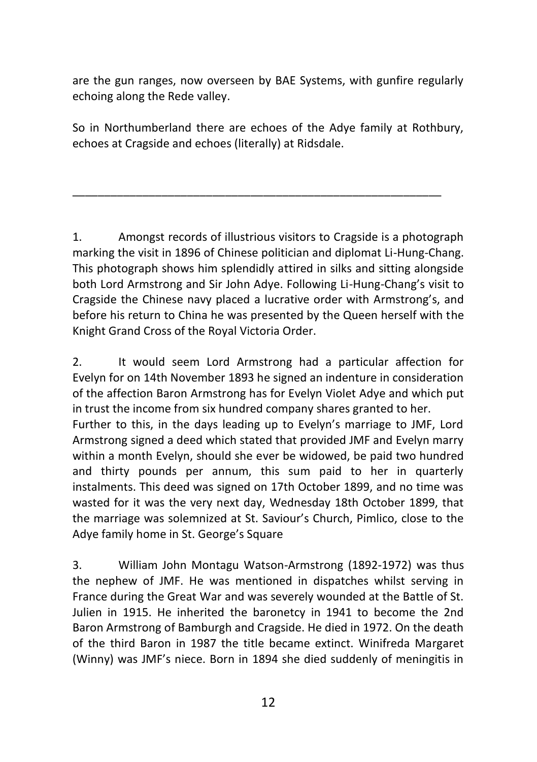are the gun ranges, now overseen by BAE Systems, with gunfire regularly echoing along the Rede valley.

So in Northumberland there are echoes of the Adye family at Rothbury, echoes at Cragside and echoes (literally) at Ridsdale.

---

1. Amongst records of illustrious visitors to Cragside is a photograph marking the visit in 1896 of Chinese politician and diplomat Li-Hung-Chang. This photograph shows him splendidly attired in silks and sitting alongside both Lord Armstrong and Sir John Adye. Following Li-Hung-Chang's visit to Cragside the Chinese navy placed a lucrative order with Armstrong's, and before his return to China he was presented by the Queen herself with the Knight Grand Cross of the Royal Victoria Order.

2. It would seem Lord Armstrong had a particular affection for Evelyn for on 14th November 1893 he signed an indenture in consideration of the affection Baron Armstrong has for Evelyn Violet Adye and which put in trust the income from six hundred company shares granted to her.
Further to this, in the days leading up to Evelyn's marriage to JMF, Lord Armstrong signed a deed which stated that provided JMF and Evelyn marry within a month Evelyn, should she ever be widowed, be paid two hundred and thirty pounds per annum, this sum paid to her in quarterly instalments. This deed was signed on 17th October 1899, and no time was wasted for it was the very next day, Wednesday 18th October 1899, that the marriage was solemnized at St. Saviour's Church, Pimlico, close to the Adye family home in St. George's Square

3. William John Montagu Watson-Armstrong (1892-1972) was thus the nephew of JMF. He was mentioned in dispatches whilst serving in France during the Great War and was severely wounded at the Battle of St. Julien in 1915. He inherited the baronetcy in 1941 to become the 2nd Baron Armstrong of Bamburgh and Cragside. He died in 1972. On the death of the third Baron in 1987 the title became extinct. Winifreda Margaret (Winny) was JMF's niece. Born in 1894 she died suddenly of meningitis in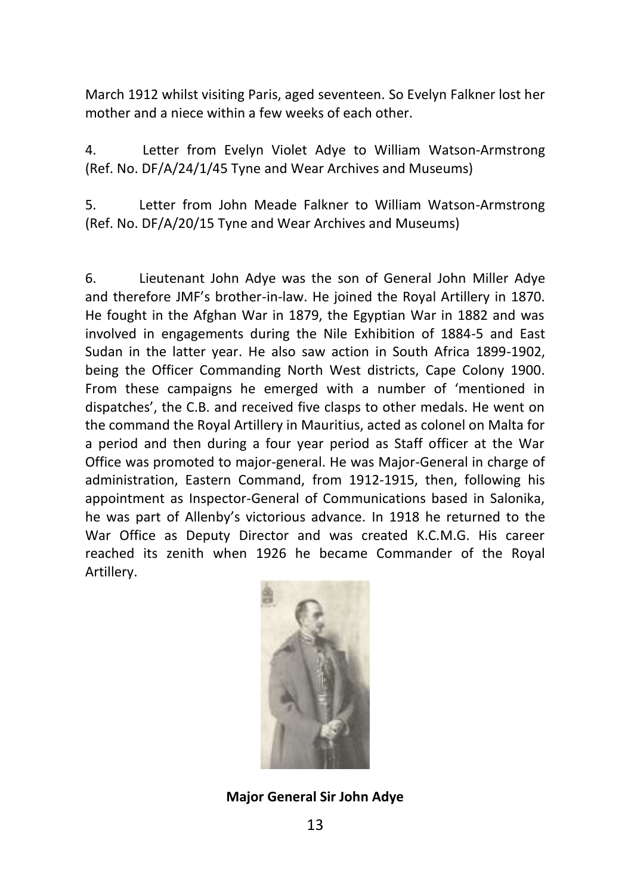March 1912 whilst visiting Paris, aged seventeen. So Evelyn Falkner lost her mother and a niece within a few weeks of each other.

4. Letter from Evelyn Violet Adye to William Watson-Armstrong (Ref. No. DF/A/24/1/45 Tyne and Wear Archives and Museums)

5. Letter from John Meade Falkner to William Watson-Armstrong (Ref. No. DF/A/20/15 Tyne and Wear Archives and Museums)

6. Lieutenant John Adye was the son of General John Miller Adye and therefore JMF's brother-in-law. He joined the Royal Artillery in 1870. He fought in the Afghan War in 1879, the Egyptian War in 1882 and was involved in engagements during the Nile Exhibition of 1884-5 and East Sudan in the latter year. He also saw action in South Africa 1899-1902, being the Officer Commanding North West districts, Cape Colony 1900. From these campaigns he emerged with a number of 'mentioned in dispatches', the C.B. and received five clasps to other medals. He went on the command the Royal Artillery in Mauritius, acted as colonel on Malta for a period and then during a four year period as Staff officer at the War Office was promoted to major-general. He was Major-General in charge of administration, Eastern Command, from 1912-1915, then, following his appointment as Inspector-General of Communications based in Salonika, he was part of Allenby's victorious advance. In 1918 he returned to the War Office as Deputy Director and was created K.C.M.G. His career reached its zenith when 1926 he became Commander of the Royal Artillery.

**Major General Sir John Adye**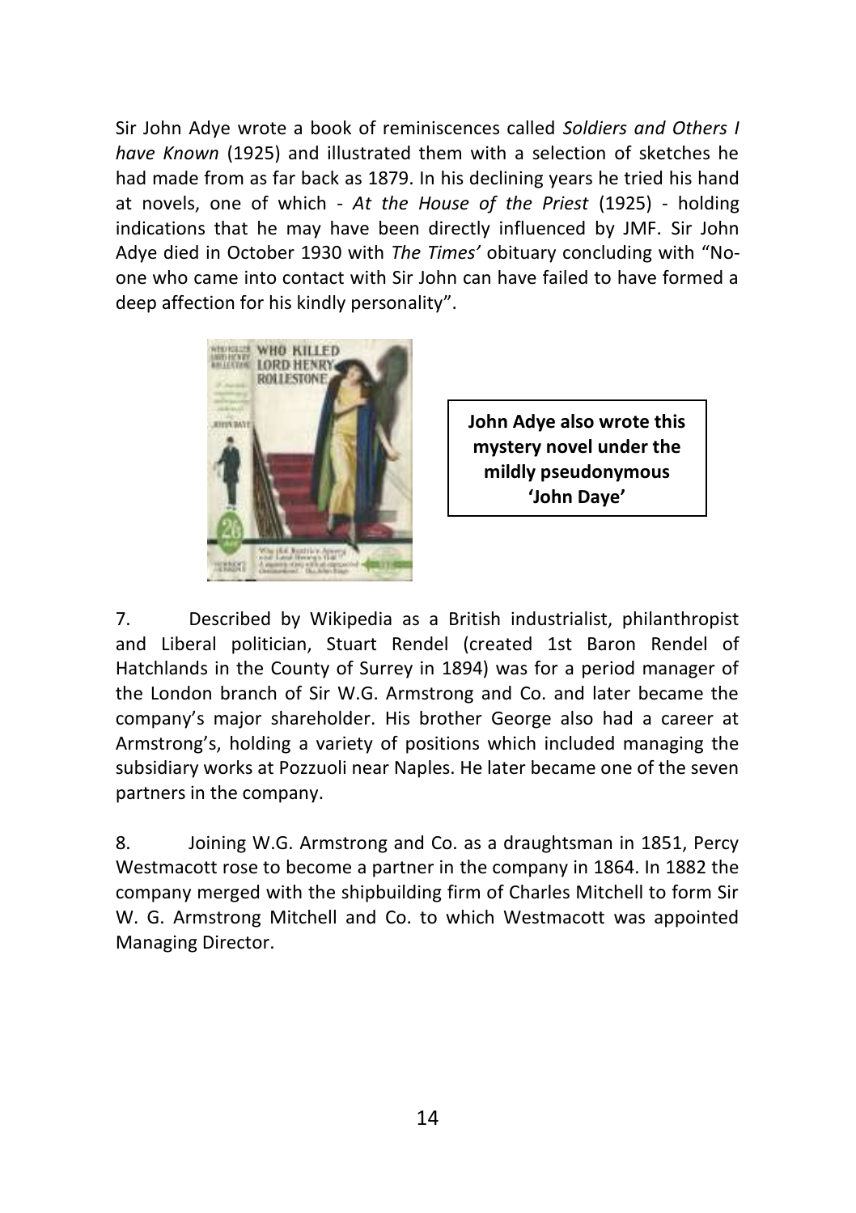Sir John Adye wrote a book of reminiscences called *Soldiers and Others I have Known* (1925) and illustrated them with a selection of sketches he had made from as far back as 1879. In his declining years he tried his hand at novels, one of which - *At the House of the Priest* (1925) - holding indications that he may have been directly influenced by JMF. Sir John Adye died in October 1930 with *The Times'* obituary concluding with "No-one who came into contact with Sir John can have failed to have formed a deep affection for his kindly personality".

**John Adye also wrote this mystery novel under the mildly pseudonymous 'John Daye'**

7. Described by Wikipedia as a British industrialist, philanthropist and Liberal politician, Stuart Rendel (created 1st Baron Rendel of Hatchlands in the County of Surrey in 1894) was for a period manager of the London branch of Sir W.G. Armstrong and Co. and later became the company's major shareholder. His brother George also had a career at Armstrong's, holding a variety of positions which included managing the subsidiary works at Pozzuoli near Naples. He later became one of the seven partners in the company.

8. Joining W.G. Armstrong and Co. as a draughtsman in 1851, Percy Westmacott rose to become a partner in the company in 1864. In 1882 the company merged with the shipbuilding firm of Charles Mitchell to form Sir W. G. Armstrong Mitchell and Co. to which Westmacott was appointed Managing Director.